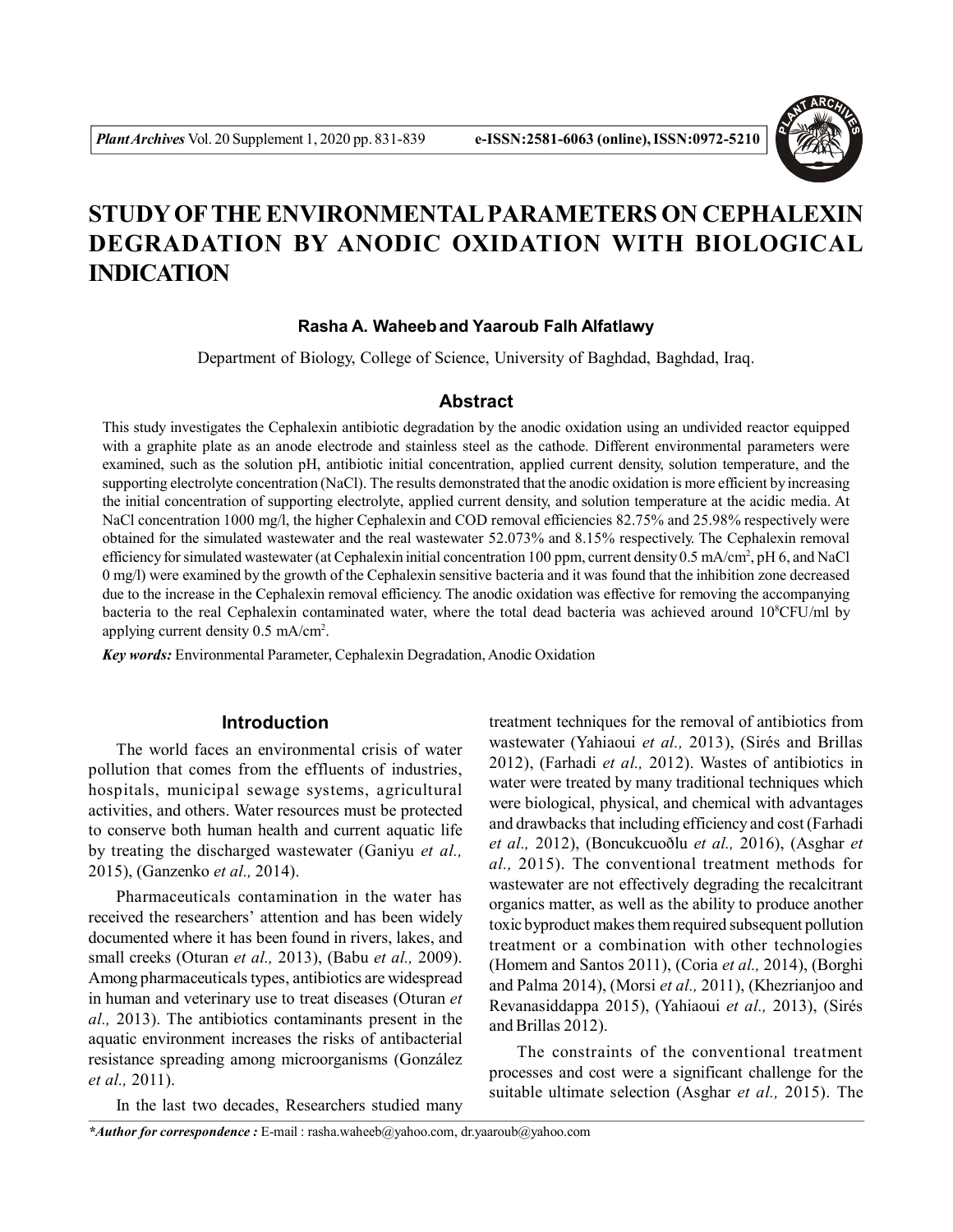# STUDY OF THE ENVIRONMENTAL PARAMETERS ON CEPHALEXIN DEGRADATION BY ANODIC OXIDATION WITH BIOLOGICAL INDICATION

**Rasha A. Waheeb and Yaaroub Falh Alfatlawy**

Department of Biology, College of Science, University of Baghdad, Baghdad, Iraq.

## Abstract

This study investigates the Cephalexin antibiotic degradation by the anodic oxidation using an undivided reactor equipped with a graphite plate as an anode electrode and stainless steel as the cathode. Different environmental parameters were examined, such as the solution pH, antibiotic initial concentration, applied current density, solution temperature, and the supporting electrolyte concentration (NaCl). The results demonstrated that the anodic oxidation is more efficient by increasing the initial concentration of supporting electrolyte, applied current density, and solution temperature at the acidic media. At NaCl concentration 1000 mg/l, the higher Cephalexin and COD removal efficiencies 82.75% and 25.98% respectively were obtained for the simulated wastewater and the real wastewater 52.073% and 8.15% respectively. The Cephalexin removal efficiency for simulated wastewater (at Cephalexin initial concentration 100 ppm, current density 0.5 mA/cm$^2$, pH 6, and NaCl 0 mg/l) were examined by the growth of the Cephalexin sensitive bacteria and it was found that the inhibition zone decreased due to the increase in the Cephalexin removal efficiency. The anodic oxidation was effective for removing the accompanying bacteria to the real Cephalexin contaminated water, where the total dead bacteria was achieved around $10^8$CFU/ml by applying current density 0.5 mA/cm$^2$.

***Key words:*** Environmental Parameter, Cephalexin Degradation, Anodic Oxidation

## Introduction

The world faces an environmental crisis of water pollution that comes from the effluents of industries, hospitals, municipal sewage systems, agricultural activities, and others. Water resources must be protected to conserve both human health and current aquatic life by treating the discharged wastewater (Ganiyu *et al.,* 2015), (Ganzenko *et al.,* 2014).

Pharmaceuticals contamination in the water has received the researchers' attention and has been widely documented where it has been found in rivers, lakes, and small creeks (Oturan *et al.,* 2013), (Babu *et al.,* 2009). Among pharmaceuticals types, antibiotics are widespread in human and veterinary use to treat diseases (Oturan *et al.,* 2013). The antibiotics contaminants present in the aquatic environment increases the risks of antibacterial resistance spreading among microorganisms (González *et al.,* 2011).

In the last two decades, Researchers studied many treatment techniques for the removal of antibiotics from wastewater (Yahiaoui *et al.,* 2013), (Sirés and Brillas 2012), (Farhadi *et al.,* 2012). Wastes of antibiotics in water were treated by many traditional techniques which were biological, physical, and chemical with advantages and drawbacks that including efficiency and cost (Farhadi *et al.,* 2012), (Boncukcuoðlu *et al.,* 2016), (Asghar *et al.,* 2015). The conventional treatment methods for wastewater are not effectively degrading the recalcitrant organics matter, as well as the ability to produce another toxic byproduct makes them required subsequent pollution treatment or a combination with other technologies (Homem and Santos 2011), (Coria *et al.,* 2014), (Borghi and Palma 2014), (Morsi *et al.,* 2011), (Khezrianjoo and Revanasiddappa 2015), (Yahiaoui *et al.,* 2013), (Sirés and Brillas 2012).

The constraints of the conventional treatment processes and cost were a significant challenge for the suitable ultimate selection (Asghar *et al.,* 2015). The

***\*Author for correspondence :*** E-mail : rasha.waheeb@yahoo.com, dr.yaaroub@yahoo.com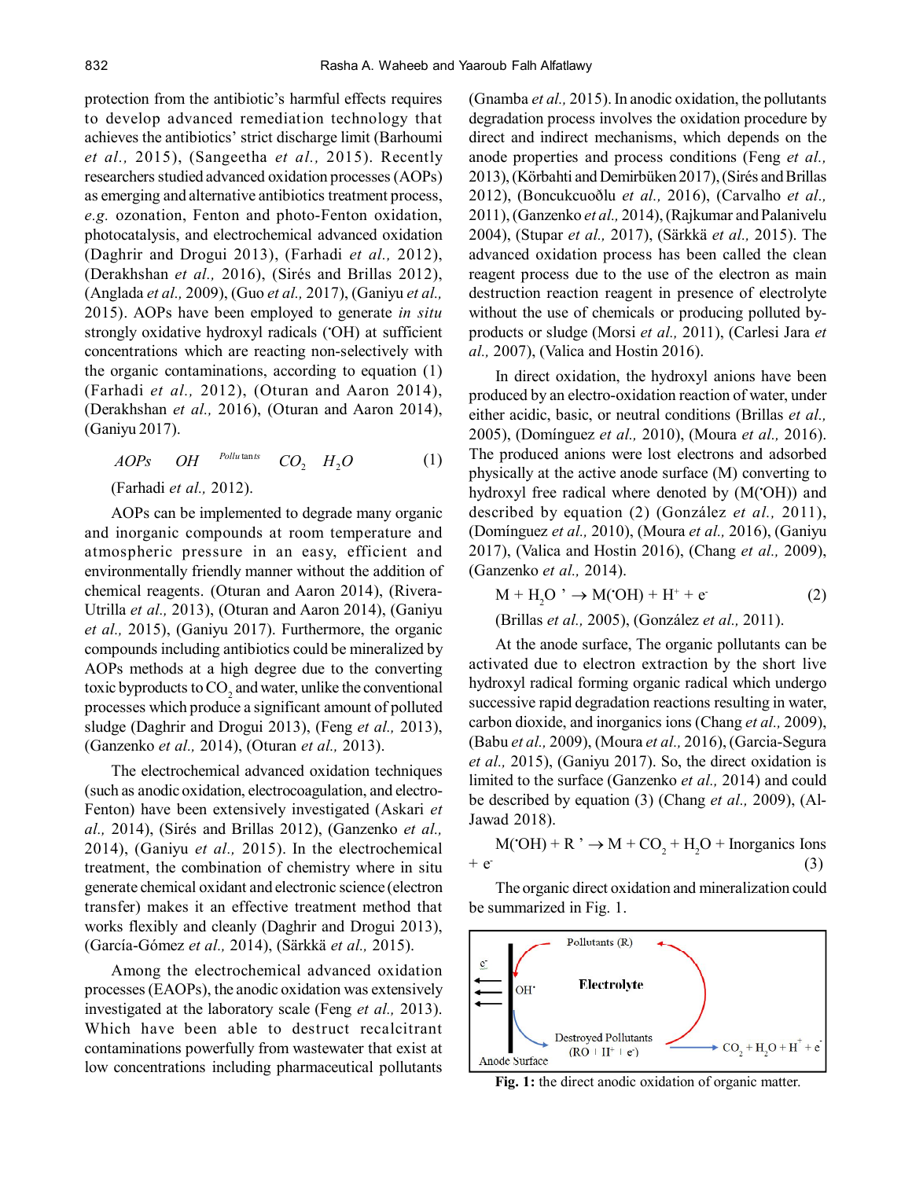protection from the antibiotic's harmful effects requires to develop advanced remediation technology that achieves the antibiotics' strict discharge limit (Barhoumi *et al.,* 2015), (Sangeetha *et al.,* 2015). Recently researchers studied advanced oxidation processes (AOPs) as emerging and alternative antibiotics treatment process, *e.g.* ozonation, Fenton and photo-Fenton oxidation, photocatalysis, and electrochemical advanced oxidation (Daghrir and Drogui 2013), (Farhadi *et al.,* 2012), (Derakhshan *et al.,* 2016), (Sirés and Brillas 2012), (Anglada *et al.,* 2009), (Guo *et al.,* 2017), (Ganiyu *et al.,* 2015). AOPs have been employed to generate *in situ* strongly oxidative hydroxyl radicals (˙OH) at sufficient concentrations which are reacting non-selectively with the organic contaminations, according to equation (1) (Farhadi *et al.,* 2012), (Oturan and Aaron 2014), (Derakhshan *et al.,* 2016), (Oturan and Aaron 2014), (Ganiyu 2017).

$$AOPs \quad OH \quad ^{Pollutants} \quad CO_2 \quad H_2O \qquad (1)$$

(Farhadi *et al.,* 2012).

AOPs can be implemented to degrade many organic and inorganic compounds at room temperature and atmospheric pressure in an easy, efficient and environmentally friendly manner without the addition of chemical reagents. (Oturan and Aaron 2014), (Rivera-Utrilla *et al.,* 2013), (Oturan and Aaron 2014), (Ganiyu *et al.,* 2015), (Ganiyu 2017). Furthermore, the organic compounds including antibiotics could be mineralized by AOPs methods at a high degree due to the converting toxic byproducts to $CO_2$ and water, unlike the conventional processes which produce a significant amount of polluted sludge (Daghrir and Drogui 2013), (Feng *et al.,* 2013), (Ganzenko *et al.,* 2014), (Oturan *et al.,* 2013).

The electrochemical advanced oxidation techniques (such as anodic oxidation, electrocoagulation, and electro-Fenton) have been extensively investigated (Askari *et al.,* 2014), (Sirés and Brillas 2012), (Ganzenko *et al.,* 2014), (Ganiyu *et al.,* 2015). In the electrochemical treatment, the combination of chemistry where in situ generate chemical oxidant and electronic science (electron transfer) makes it an effective treatment method that works flexibly and cleanly (Daghrir and Drogui 2013), (García-Gómez *et al.,* 2014), (Särkkä *et al.,* 2015).

Among the electrochemical advanced oxidation processes (EAOPs), the anodic oxidation was extensively investigated at the laboratory scale (Feng *et al.,* 2013). Which have been able to destruct recalcitrant contaminations powerfully from wastewater that exist at low concentrations including pharmaceutical pollutants (Gnamba *et al.,* 2015). In anodic oxidation, the pollutants degradation process involves the oxidation procedure by direct and indirect mechanisms, which depends on the anode properties and process conditions (Feng *et al.,* 2013), (Körbahti and Demirbüken 2017), (Sirés and Brillas 2012), (Boncukcuoðlu *et al.,* 2016), (Carvalho *et al.,* 2011), (Ganzenko *et al.,* 2014), (Rajkumar and Palanivelu 2004), (Stupar *et al.,* 2017), (Särkkä *et al.,* 2015). The advanced oxidation process has been called the clean reagent process due to the use of the electron as main destruction reaction reagent in presence of electrolyte without the use of chemicals or producing polluted by-products or sludge (Morsi *et al.,* 2011), (Carlesi Jara *et al.,* 2007), (Valica and Hostin 2016).

In direct oxidation, the hydroxyl anions have been produced by an electro-oxidation reaction of water, under either acidic, basic, or neutral conditions (Brillas *et al.,* 2005), (Domínguez *et al.,* 2010), (Moura *et al.,* 2016). The produced anions were lost electrons and adsorbed physically at the active anode surface (M) converting to hydroxyl free radical where denoted by (M(˙OH)) and described by equation (2) (González *et al.,* 2011), (Domínguez *et al.,* 2010), (Moura *et al.,* 2016), (Ganiyu 2017), (Valica and Hostin 2016), (Chang *et al.,* 2009), (Ganzenko *et al.,* 2014).

$$M + H_2O \rightarrow M(^{\cdot}OH) + H^+ + e^- \qquad (2)$$

(Brillas *et al.,* 2005), (González *et al.,* 2011).

At the anode surface, The organic pollutants can be activated due to electron extraction by the short live hydroxyl radical forming organic radical which undergo successive rapid degradation reactions resulting in water, carbon dioxide, and inorganics ions (Chang *et al.,* 2009), (Babu *et al.,* 2009), (Moura *et al.,* 2016), (Garcia-Segura *et al.,* 2015), (Ganiyu 2017). So, the direct oxidation is limited to the surface (Ganzenko *et al.,* 2014) and could be described by equation (3) (Chang *et al.,* 2009), (Al-Jawad 2018).

$$M(^{\cdot}OH) + R \rightarrow M + CO_2 + H_2O + \text{Inorganics Ions} + e^- \qquad (3)$$

The organic direct oxidation and mineralization could be summarized in Fig. 1.

**Fig. 1:** the direct anodic oxidation of organic matter.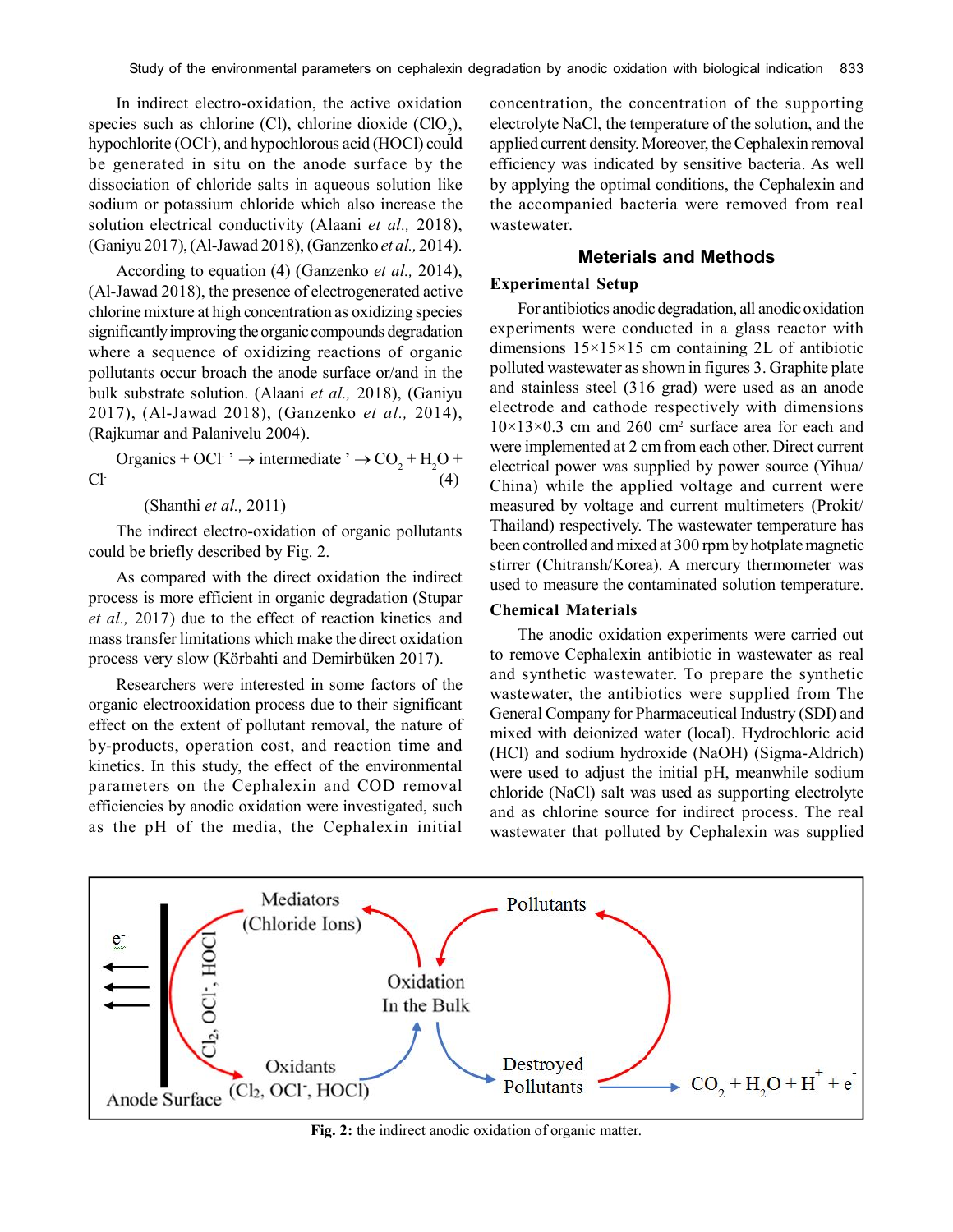In indirect electro-oxidation, the active oxidation species such as chlorine (Cl), chlorine dioxide ($ClO_2$), hypochlorite ($OCl^-$), and hypochlorous acid (HOCl) could be generated in situ on the anode surface by the dissociation of chloride salts in aqueous solution like sodium or potassium chloride which also increase the solution electrical conductivity (Alaani *et al.,* 2018), (Ganiyu 2017), (Al-Jawad 2018), (Ganzenko *et al.,* 2014).

According to equation (4) (Ganzenko *et al.,* 2014), (Al-Jawad 2018), the presence of electrogenerated active chlorine mixture at high concentration as oxidizing species significantly improving the organic compounds degradation where a sequence of oxidizing reactions of organic pollutants occur broach the anode surface or/and in the bulk substrate solution. (Alaani *et al.,* 2018), (Ganiyu 2017), (Al-Jawad 2018), (Ganzenko *et al.,* 2014), (Rajkumar and Palanivelu 2004).

$$\text{Organics} + OCl^- \rightarrow \text{intermediate} \rightarrow CO_2 + H_2O + Cl^- \quad (4)$$

(Shanthi *et al.,* 2011)

The indirect electro-oxidation of organic pollutants could be briefly described by Fig. 2.

As compared with the direct oxidation the indirect process is more efficient in organic degradation (Stupar *et al.,* 2017) due to the effect of reaction kinetics and mass transfer limitations which make the direct oxidation process very slow (Körbahti and Demirbüken 2017).

Researchers were interested in some factors of the organic electrooxidation process due to their significant effect on the extent of pollutant removal, the nature of by-products, operation cost, and reaction time and kinetics. In this study, the effect of the environmental parameters on the Cephalexin and COD removal efficiencies by anodic oxidation were investigated, such as the pH of the media, the Cephalexin initial concentration, the concentration of the supporting electrolyte NaCl, the temperature of the solution, and the applied current density. Moreover, the Cephalexin removal efficiency was indicated by sensitive bacteria. As well by applying the optimal conditions, the Cephalexin and the accompanied bacteria were removed from real wastewater.

## Meterials and Methods

### Experimental Setup

For antibiotics anodic degradation, all anodic oxidation experiments were conducted in a glass reactor with dimensions 15×15×15 cm containing 2L of antibiotic polluted wastewater as shown in figures 3. Graphite plate and stainless steel (316 grad) were used as an anode electrode and cathode respectively with dimensions 10×13×0.3 cm and 260 $cm^2$ surface area for each and were implemented at 2 cm from each other. Direct current electrical power was supplied by power source (Yihua/China) while the applied voltage and current were measured by voltage and current multimeters (Prokit/Thailand) respectively. The wastewater temperature has been controlled and mixed at 300 rpm by hotplate magnetic stirrer (Chitransh/Korea). A mercury thermometer was used to measure the contaminated solution temperature.

### Chemical Materials

The anodic oxidation experiments were carried out to remove Cephalexin antibiotic in wastewater as real and synthetic wastewater. To prepare the synthetic wastewater, the antibiotics were supplied from The General Company for Pharmaceutical Industry (SDI) and mixed with deionized water (local). Hydrochloric acid (HCl) and sodium hydroxide (NaOH) (Sigma-Aldrich) were used to adjust the initial pH, meanwhile sodium chloride (NaCl) salt was used as supporting electrolyte and as chlorine source for indirect process. The real wastewater that polluted by Cephalexin was supplied

**Fig. 2:** the indirect anodic oxidation of organic matter.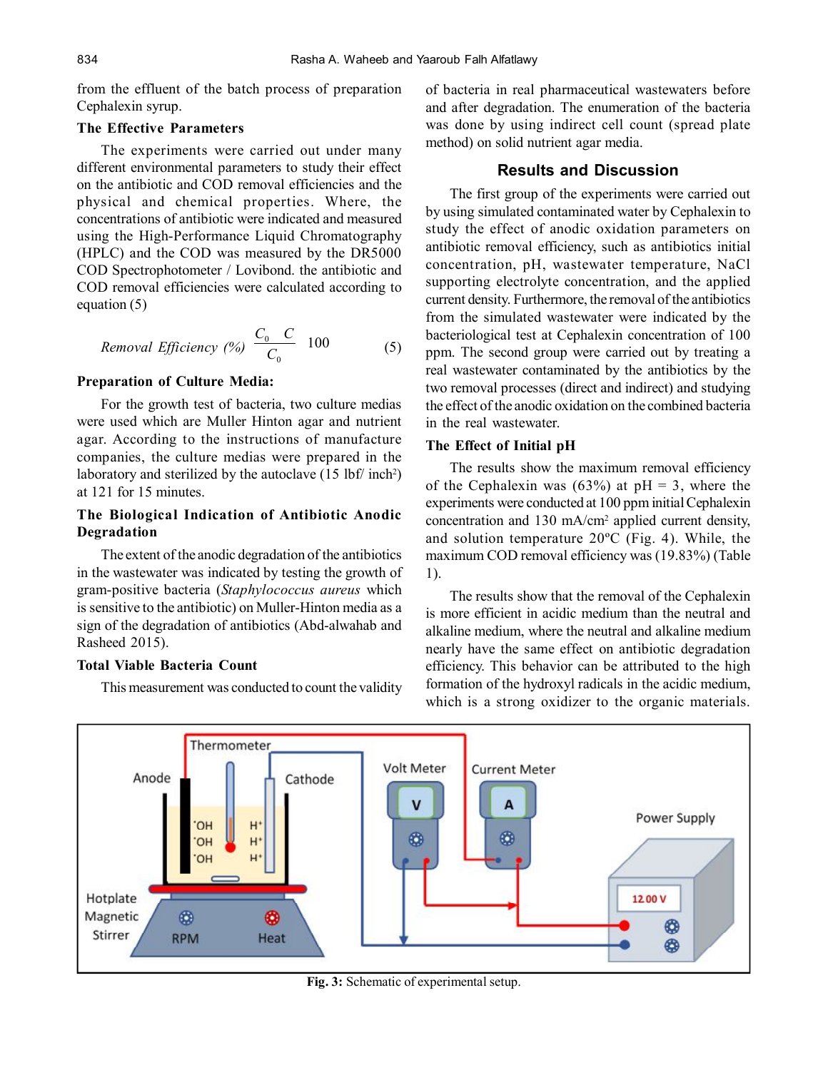from the effluent of the batch process of preparation Cephalexin syrup.

### The Effective Parameters

The experiments were carried out under many different environmental parameters to study their effect on the antibiotic and COD removal efficiencies and the physical and chemical properties. Where, the concentrations of antibiotic were indicated and measured using the High-Performance Liquid Chromatography (HPLC) and the COD was measured by the DR5000 COD Spectrophotometer / Lovibond. the antibiotic and COD removal efficiencies were calculated according to equation (5)

$$Removal\ Efficiency\ (\%)\ \frac{C_0 \quad C}{C_0} \quad 100 \qquad (5)$$

### Preparation of Culture Media:

For the growth test of bacteria, two culture medias were used which are Muller Hinton agar and nutrient agar. According to the instructions of manufacture companies, the culture medias were prepared in the laboratory and sterilized by the autoclave (15 lbf/ inch$^2$) at 121 for 15 minutes.

### The Biological Indication of Antibiotic Anodic Degradation

The extent of the anodic degradation of the antibiotics in the wastewater was indicated by testing the growth of gram-positive bacteria (*Staphylococcus aureus* which is sensitive to the antibiotic) on Muller-Hinton media as a sign of the degradation of antibiotics (Abd-alwahab and Rasheed 2015).

### Total Viable Bacteria Count

This measurement was conducted to count the validity of bacteria in real pharmaceutical wastewaters before and after degradation. The enumeration of the bacteria was done by using indirect cell count (spread plate method) on solid nutrient agar media.

## Results and Discussion

The first group of the experiments were carried out by using simulated contaminated water by Cephalexin to study the effect of anodic oxidation parameters on antibiotic removal efficiency, such as antibiotics initial concentration, pH, wastewater temperature, NaCl supporting electrolyte concentration, and the applied current density. Furthermore, the removal of the antibiotics from the simulated wastewater were indicated by the bacteriological test at Cephalexin concentration of 100 ppm. The second group were carried out by treating a real wastewater contaminated by the antibiotics by the two removal processes (direct and indirect) and studying the effect of the anodic oxidation on the combined bacteria in the real wastewater.

### The Effect of Initial pH

The results show the maximum removal efficiency of the Cephalexin was (63%) at pH = 3, where the experiments were conducted at 100 ppm initial Cephalexin concentration and 130 mA/cm$^2$ applied current density, and solution temperature 20ºC (Fig. 4). While, the maximum COD removal efficiency was (19.83%) (Table 1).

The results show that the removal of the Cephalexin is more efficient in acidic medium than the neutral and alkaline medium, where the neutral and alkaline medium nearly have the same effect on antibiotic degradation efficiency. This behavior can be attributed to the high formation of the hydroxyl radicals in the acidic medium, which is a strong oxidizer to the organic materials.

**Fig. 3:** Schematic of experimental setup.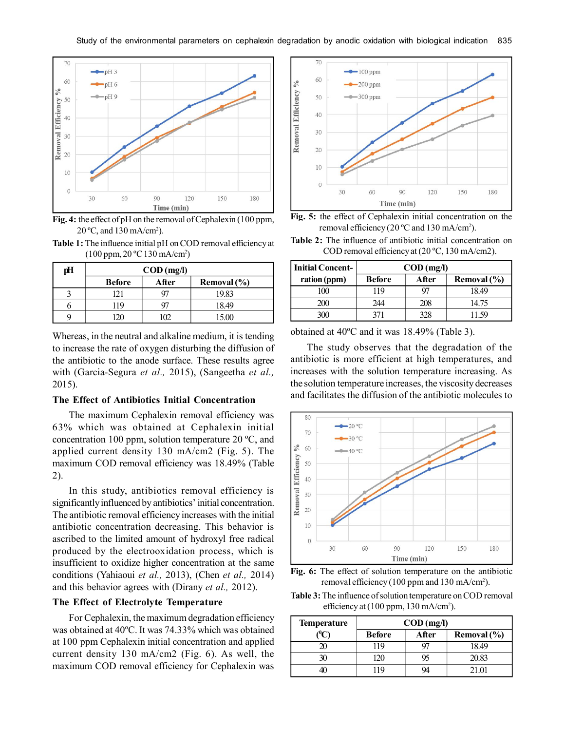Fig. 4: the effect of pH on the removal of Cephalexin (100 ppm, 20 ºC, and 130 mA/cm$^2$).

Table 1: The influence initial pH on COD removal efficiency at (100 ppm, 20 ºC 130 mA/cm$^2$)

| pH | COD (mg/l) | | |
|---|---|---|---|
| | Before | After | Removal (%) |
| 3 | 121 | 97 | 19.83 |
| 6 | 119 | 97 | 18.49 |
| 9 | 120 | 102 | 15.00 |

Whereas, in the neutral and alkaline medium, it is tending to increase the rate of oxygen disturbing the diffusion of the antibiotic to the anode surface. These results agree with (Garcia-Segura *et al.,* 2015), (Sangeetha *et al.,* 2015).

### The Effect of Antibiotics Initial Concentration

The maximum Cephalexin removal efficiency was 63% which was obtained at Cephalexin initial concentration 100 ppm, solution temperature 20 ºC, and applied current density 130 mA/cm2 (Fig. 5). The maximum COD removal efficiency was 18.49% (Table 2).

In this study, antibiotics removal efficiency is significantly influenced by antibiotics' initial concentration. The antibiotic removal efficiency increases with the initial antibiotic concentration decreasing. This behavior is ascribed to the limited amount of hydroxyl free radical produced by the electrooxidation process, which is insufficient to oxidize higher concentration at the same conditions (Yahiaoui *et al.,* 2013), (Chen *et al.,* 2014) and this behavior agrees with (Dirany *et al.,* 2012).

### The Effect of Electrolyte Temperature

For Cephalexin, the maximum degradation efficiency was obtained at 40ºC. It was 74.33% which was obtained at 100 ppm Cephalexin initial concentration and applied current density 130 mA/cm2 (Fig. 6). As well, the maximum COD removal efficiency for Cephalexin was

Fig. 5: the effect of Cephalexin initial concentration on the removal efficiency (20 ºC and 130 mA/cm$^2$).

Table 2: The influence of antibiotic initial concentration on COD removal efficiency at (20 ºC, 130 mA/cm2).

| Initial Concentration (ppm) | COD (mg/l) | | |
|---|---|---|---|
| | Before | After | Removal (%) |
| 100 | 119 | 97 | 18.49 |
| 200 | 244 | 208 | 14.75 |
| 300 | 371 | 328 | 11.59 |

obtained at 40ºC and it was 18.49% (Table 3).

The study observes that the degradation of the antibiotic is more efficient at high temperatures, and increases with the solution temperature increasing. As the solution temperature increases, the viscosity decreases and facilitates the diffusion of the antibiotic molecules to

Fig. 6: The effect of solution temperature on the antibiotic removal efficiency (100 ppm and 130 mA/cm$^2$).

Table 3: The influence of solution temperature on COD removal efficiency at (100 ppm, 130 mA/cm$^2$).

| Temperature (ºC) | COD (mg/l) | | |
|---|---|---|---|
| | Before | After | Removal (%) |
| 20 | 119 | 97 | 18.49 |
| 30 | 120 | 95 | 20.83 |
| 40 | 119 | 94 | 21.01 |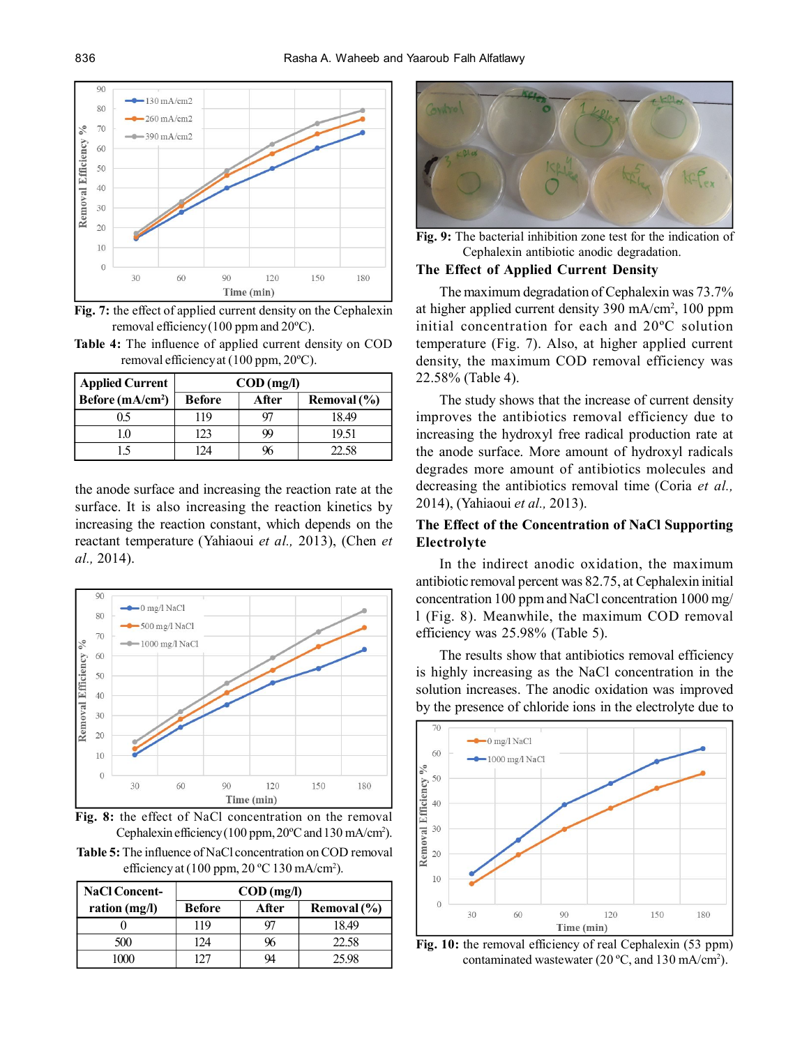Fig. 7: the effect of applied current density on the Cephalexin removal efficiency (100 ppm and 20ºC).

Table 4: The influence of applied current density on COD removal efficiency at (100 ppm, 20ºC).

| Applied Current Before (mA/cm²) | COD (mg/l) | | |
|---|---|---|---|
| | Before | After | Removal (%) |
| 0.5 | 119 | 97 | 18.49 |
| 1.0 | 123 | 99 | 19.51 |
| 1.5 | 124 | 96 | 22.58 |

the anode surface and increasing the reaction rate at the surface. It is also increasing the reaction kinetics by increasing the reaction constant, which depends on the reactant temperature (Yahiaoui *et al.,* 2013), (Chen *et al.,* 2014).

Fig. 8: the effect of NaCl concentration on the removal Cephalexin efficiency (100 ppm, 20ºC and 130 mA/cm²).

Table 5: The influence of NaCl concentration on COD removal efficiency at (100 ppm, 20 ºC 130 mA/cm²).

| NaCl Concentration (mg/l) | COD (mg/l) | | |
|---|---|---|---|
| | Before | After | Removal (%) |
| 0 | 119 | 97 | 18.49 |
| 500 | 124 | 96 | 22.58 |
| 1000 | 127 | 94 | 25.98 |

Fig. 9: The bacterial inhibition zone test for the indication of Cephalexin antibiotic anodic degradation.

### The Effect of Applied Current Density

The maximum degradation of Cephalexin was 73.7% at higher applied current density 390 mA/cm², 100 ppm initial concentration for each and 20ºC solution temperature (Fig. 7). Also, at higher applied current density, the maximum COD removal efficiency was 22.58% (Table 4).

The study shows that the increase of current density improves the antibiotics removal efficiency due to increasing the hydroxyl free radical production rate at the anode surface. More amount of hydroxyl radicals degrades more amount of antibiotics molecules and decreasing the antibiotics removal time (Coria *et al.,* 2014), (Yahiaoui *et al.,* 2013).

### The Effect of the Concentration of NaCl Supporting Electrolyte

In the indirect anodic oxidation, the maximum antibiotic removal percent was 82.75, at Cephalexin initial concentration 100 ppm and NaCl concentration 1000 mg/l (Fig. 8). Meanwhile, the maximum COD removal efficiency was 25.98% (Table 5).

The results show that antibiotics removal efficiency is highly increasing as the NaCl concentration in the solution increases. The anodic oxidation was improved by the presence of chloride ions in the electrolyte due to

Fig. 10: the removal efficiency of real Cephalexin (53 ppm) contaminated wastewater (20 ºC, and 130 mA/cm²).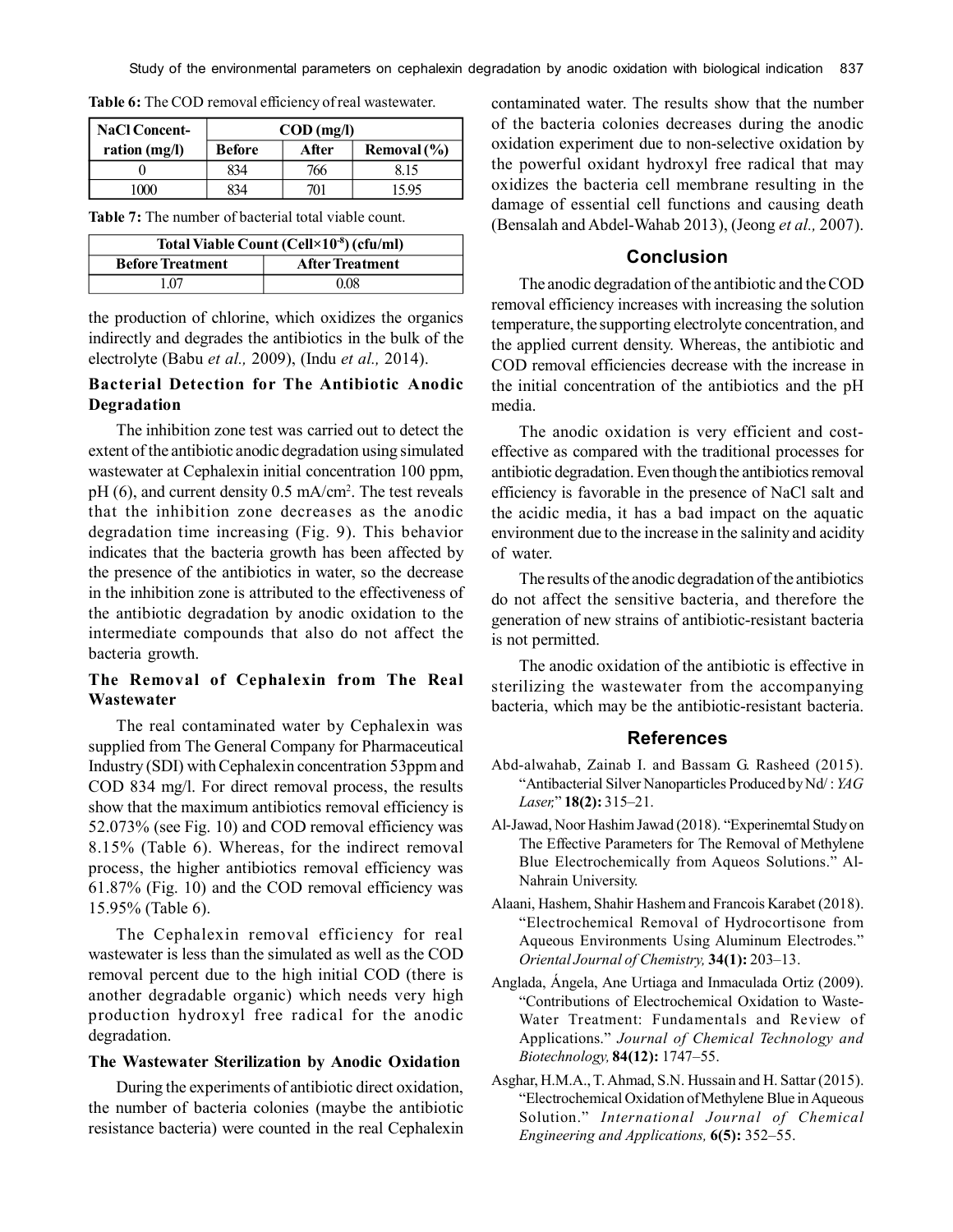**Table 6:** The COD removal efficiency of real wastewater.

| NaCl Concentration (mg/l) | COD (mg/l) | | |
|---|---|---|---|
| | Before | After | Removal (%) |
| 0 | 834 | 766 | 8.15 |
| 1000 | 834 | 701 | 15.95 |

**Table 7:** The number of bacterial total viable count.

| Total Viable Count (Cell×$10^{-8}$) (cfu/ml) | |
|---|---|
| Before Treatment | After Treatment |
| 1.07 | 0.08 |

the production of chlorine, which oxidizes the organics indirectly and degrades the antibiotics in the bulk of the electrolyte (Babu *et al.,* 2009), (Indu *et al.,* 2014).

### Bacterial Detection for The Antibiotic Anodic Degradation

The inhibition zone test was carried out to detect the extent of the antibiotic anodic degradation using simulated wastewater at Cephalexin initial concentration 100 ppm, pH (6), and current density 0.5 mA/$cm^2$. The test reveals that the inhibition zone decreases as the anodic degradation time increasing (Fig. 9). This behavior indicates that the bacteria growth has been affected by the presence of the antibiotics in water, so the decrease in the inhibition zone is attributed to the effectiveness of the antibiotic degradation by anodic oxidation to the intermediate compounds that also do not affect the bacteria growth.

### The Removal of Cephalexin from The Real Wastewater

The real contaminated water by Cephalexin was supplied from The General Company for Pharmaceutical Industry (SDI) with Cephalexin concentration 53ppm and COD 834 mg/l. For direct removal process, the results show that the maximum antibiotics removal efficiency is 52.073% (see Fig. 10) and COD removal efficiency was 8.15% (Table 6). Whereas, for the indirect removal process, the higher antibiotics removal efficiency was 61.87% (Fig. 10) and the COD removal efficiency was 15.95% (Table 6).

The Cephalexin removal efficiency for real wastewater is less than the simulated as well as the COD removal percent due to the high initial COD (there is another degradable organic) which needs very high production hydroxyl free radical for the anodic degradation.

### The Wastewater Sterilization by Anodic Oxidation

During the experiments of antibiotic direct oxidation, the number of bacteria colonies (maybe the antibiotic resistance bacteria) were counted in the real Cephalexin contaminated water. The results show that the number of the bacteria colonies decreases during the anodic oxidation experiment due to non-selective oxidation by the powerful oxidant hydroxyl free radical that may oxidizes the bacteria cell membrane resulting in the damage of essential cell functions and causing death (Bensalah and Abdel-Wahab 2013), (Jeong *et al.,* 2007).

## Conclusion

The anodic degradation of the antibiotic and the COD removal efficiency increases with increasing the solution temperature, the supporting electrolyte concentration, and the applied current density. Whereas, the antibiotic and COD removal efficiencies decrease with the increase in the initial concentration of the antibiotics and the pH media.

The anodic oxidation is very efficient and cost-effective as compared with the traditional processes for antibiotic degradation. Even though the antibiotics removal efficiency is favorable in the presence of NaCl salt and the acidic media, it has a bad impact on the aquatic environment due to the increase in the salinity and acidity of water.

The results of the anodic degradation of the antibiotics do not affect the sensitive bacteria, and therefore the generation of new strains of antibiotic-resistant bacteria is not permitted.

The anodic oxidation of the antibiotic is effective in sterilizing the wastewater from the accompanying bacteria, which may be the antibiotic-resistant bacteria.

## References

Abd-alwahab, Zainab I. and Bassam G. Rasheed (2015). "Antibacterial Silver Nanoparticles Produced by Nd / : *YAG Laser,*" **18(2):** 315–21.

Al-Jawad, Noor Hashim Jawad (2018). "Experinemtal Study on The Effective Parameters for The Removal of Methylene Blue Electrochemically from Aqueos Solutions." Al-Nahrain University.

Alaani, Hashem, Shahir Hashem and Francois Karabet (2018). "Electrochemical Removal of Hydrocortisone from Aqueous Environments Using Aluminum Electrodes." *Oriental Journal of Chemistry,* **34(1):** 203–13.

Anglada, Ángela, Ane Urtiaga and Inmaculada Ortiz (2009). "Contributions of Electrochemical Oxidation to Waste-Water Treatment: Fundamentals and Review of Applications." *Journal of Chemical Technology and Biotechnology,* **84(12):** 1747–55.

Asghar, H.M.A., T. Ahmad, S.N. Hussain and H. Sattar (2015). "Electrochemical Oxidation of Methylene Blue in Aqueous Solution." *International Journal of Chemical Engineering and Applications,* **6(5):** 352–55.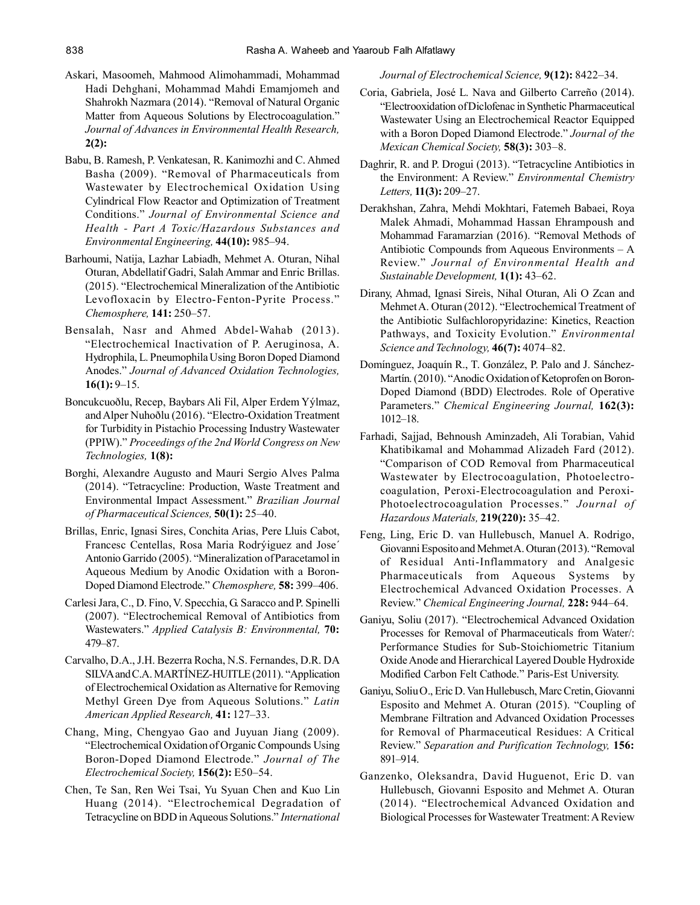Askari, Masoomeh, Mahmood Alimohammadi, Mohammad Hadi Dehghani, Mohammad Mahdi Emamjomeh and Shahrokh Nazmara (2014). "Removal of Natural Organic Matter from Aqueous Solutions by Electrocoagulation." *Journal of Advances in Environmental Health Research,* **2(2):**

Babu, B. Ramesh, P. Venkatesan, R. Kanimozhi and C. Ahmed Basha (2009). "Removal of Pharmaceuticals from Wastewater by Electrochemical Oxidation Using Cylindrical Flow Reactor and Optimization of Treatment Conditions." *Journal of Environmental Science and Health - Part A Toxic/Hazardous Substances and Environmental Engineering,* **44(10):** 985–94.

Barhoumi, Natija, Lazhar Labiadh, Mehmet A. Oturan, Nihal Oturan, Abdellatif Gadri, Salah Ammar and Enric Brillas. (2015). "Electrochemical Mineralization of the Antibiotic Levofloxacin by Electro-Fenton-Pyrite Process." *Chemosphere,* **141:** 250–57.

Bensalah, Nasr and Ahmed Abdel-Wahab (2013). "Electrochemical Inactivation of P. Aeruginosa, A. Hydrophila, L. Pneumophila Using Boron Doped Diamond Anodes." *Journal of Advanced Oxidation Technologies,* **16(1):** 9–15.

Boncukcuoðlu, Recep, Baybars Ali Fil, Alper Erdem Yýlmaz, and Alper Nuhoðlu (2016). "Electro-Oxidation Treatment for Turbidity in Pistachio Processing Industry Wastewater (PPIW)." *Proceedings of the 2nd World Congress on New Technologies,* **1(8):**

Borghi, Alexandre Augusto and Mauri Sergio Alves Palma (2014). "Tetracycline: Production, Waste Treatment and Environmental Impact Assessment." *Brazilian Journal of Pharmaceutical Sciences,* **50(1):** 25–40.

Brillas, Enric, Ignasi Sires, Conchita Arias, Pere Lluis Cabot, Francesc Centellas, Rosa Maria Rodrýiguez and Jose´ Antonio Garrido (2005). "Mineralization of Paracetamol in Aqueous Medium by Anodic Oxidation with a Boron-Doped Diamond Electrode." *Chemosphere,* **58:** 399–406.

Carlesi Jara, C., D. Fino, V. Specchia, G. Saracco and P. Spinelli (2007). "Electrochemical Removal of Antibiotics from Wastewaters." *Applied Catalysis B: Environmental,* **70:** 479–87.

Carvalho, D.A., J.H. Bezerra Rocha, N.S. Fernandes, D.R. DA SILVA and C.A. MARTÍNEZ-HUITLE (2011). "Application of Electrochemical Oxidation as Alternative for Removing Methyl Green Dye from Aqueous Solutions." *Latin American Applied Research,* **41:** 127–33.

Chang, Ming, Chengyao Gao and Juyuan Jiang (2009). "Electrochemical Oxidation of Organic Compounds Using Boron-Doped Diamond Electrode." *Journal of The Electrochemical Society,* **156(2):** E50–54.

Chen, Te San, Ren Wei Tsai, Yu Syuan Chen and Kuo Lin Huang (2014). "Electrochemical Degradation of Tetracycline on BDD in Aqueous Solutions." *International Journal of Electrochemical Science,* **9(12):** 8422–34.

Coria, Gabriela, José L. Nava and Gilberto Carreño (2014). "Electrooxidation of Diclofenac in Synthetic Pharmaceutical Wastewater Using an Electrochemical Reactor Equipped with a Boron Doped Diamond Electrode." *Journal of the Mexican Chemical Society,* **58(3):** 303–8.

Daghrir, R. and P. Drogui (2013). "Tetracycline Antibiotics in the Environment: A Review." *Environmental Chemistry Letters,* **11(3):** 209–27.

Derakhshan, Zahra, Mehdi Mokhtari, Fatemeh Babaei, Roya Malek Ahmadi, Mohammad Hassan Ehrampoush and Mohammad Faramarzian (2016). "Removal Methods of Antibiotic Compounds from Aqueous Environments – A Review." *Journal of Environmental Health and Sustainable Development,* **1(1):** 43–62.

Dirany, Ahmad, Ignasi Sireìs, Nihal Oturan, Ali O Zcan and Mehmet A. Oturan (2012). "Electrochemical Treatment of the Antibiotic Sulfachloropyridazine: Kinetics, Reaction Pathways, and Toxicity Evolution." *Environmental Science and Technology,* **46(7):** 4074–82.

Domínguez, Joaquín R., T. González, P. Palo and J. Sánchez-Martín. (2010). "Anodic Oxidation of Ketoprofen on Boron-Doped Diamond (BDD) Electrodes. Role of Operative Parameters." *Chemical Engineering Journal,* **162(3):** 1012–18.

Farhadi, Sajjad, Behnoush Aminzadeh, Ali Torabian, Vahid Khatibikamal and Mohammad Alizadeh Fard (2012). "Comparison of COD Removal from Pharmaceutical Wastewater by Electrocoagulation, Photoelectro-coagulation, Peroxi-Electrocoagulation and Peroxi-Photoelectrocoagulation Processes." *Journal of Hazardous Materials,* **219(220):** 35–42.

Feng, Ling, Eric D. van Hullebusch, Manuel A. Rodrigo, Giovanni Esposito and Mehmet A. Oturan (2013). "Removal of Residual Anti-Inflammatory and Analgesic Pharmaceuticals from Aqueous Systems by Electrochemical Advanced Oxidation Processes. A Review." *Chemical Engineering Journal,* **228:** 944–64.

Ganiyu, Soliu (2017). "Electrochemical Advanced Oxidation Processes for Removal of Pharmaceuticals from Water/: Performance Studies for Sub-Stoichiometric Titanium Oxide Anode and Hierarchical Layered Double Hydroxide Modified Carbon Felt Cathode." Paris-Est University.

Ganiyu, Soliu O., Eric D. Van Hullebusch, Marc Cretin, Giovanni Esposito and Mehmet A. Oturan (2015). "Coupling of Membrane Filtration and Advanced Oxidation Processes for Removal of Pharmaceutical Residues: A Critical Review." *Separation and Purification Technology,* **156:** 891–914.

Ganzenko, Oleksandra, David Huguenot, Eric D. van Hullebusch, Giovanni Esposito and Mehmet A. Oturan (2014). "Electrochemical Advanced Oxidation and Biological Processes for Wastewater Treatment: A Review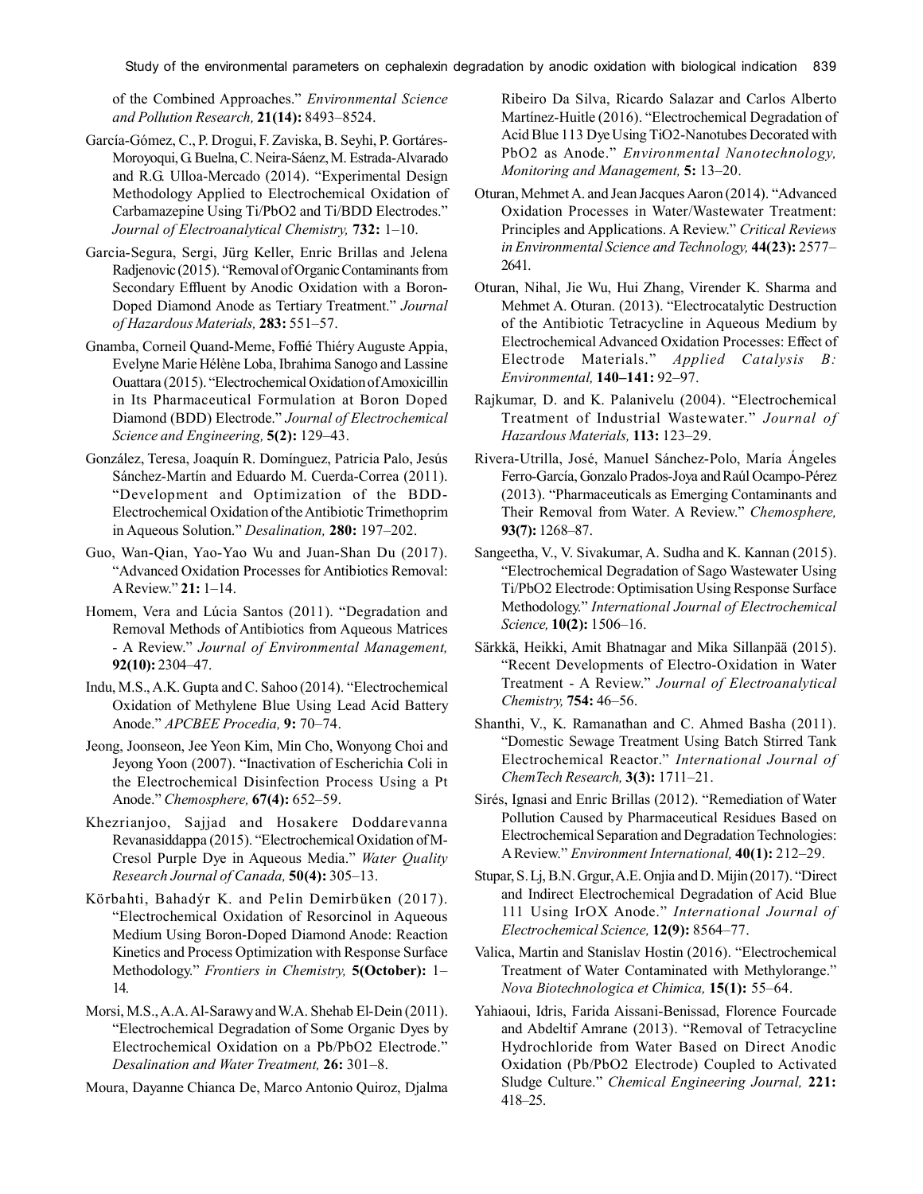of the Combined Approaches." *Environmental Science and Pollution Research,* **21(14):** 8493–8524.

García-Gómez, C., P. Drogui, F. Zaviska, B. Seyhi, P. Gortáres-Moroyoqui, G. Buelna, C. Neira-Sáenz, M. Estrada-Alvarado and R.G. Ulloa-Mercado (2014). "Experimental Design Methodology Applied to Electrochemical Oxidation of Carbamazepine Using Ti/PbO2 and Ti/BDD Electrodes." *Journal of Electroanalytical Chemistry,* **732:** 1–10.

Garcia-Segura, Sergi, Jürg Keller, Enric Brillas and Jelena Radjenovic (2015). "Removal of Organic Contaminants from Secondary Effluent by Anodic Oxidation with a Boron-Doped Diamond Anode as Tertiary Treatment." *Journal of Hazardous Materials,* **283:** 551–57.

Gnamba, Corneil Quand-Meme, Foffié Thiéry Auguste Appia, Evelyne Marie Hélène Loba, Ibrahima Sanogo and Lassine Ouattara (2015). "Electrochemical Oxidation of Amoxicillin in Its Pharmaceutical Formulation at Boron Doped Diamond (BDD) Electrode." *Journal of Electrochemical Science and Engineering,* **5(2):** 129–43.

González, Teresa, Joaquín R. Domínguez, Patricia Palo, Jesús Sánchez-Martín and Eduardo M. Cuerda-Correa (2011). "Development and Optimization of the BDD-Electrochemical Oxidation of the Antibiotic Trimethoprim in Aqueous Solution." *Desalination,* **280:** 197–202.

Guo, Wan-Qian, Yao-Yao Wu and Juan-Shan Du (2017). "Advanced Oxidation Processes for Antibiotics Removal: A Review." **21:** 1–14.

Homem, Vera and Lúcia Santos (2011). "Degradation and Removal Methods of Antibiotics from Aqueous Matrices - A Review." *Journal of Environmental Management,* **92(10):** 2304–47.

Indu, M.S., A.K. Gupta and C. Sahoo (2014). "Electrochemical Oxidation of Methylene Blue Using Lead Acid Battery Anode." *APCBEE Procedia,* **9:** 70–74.

Jeong, Joonseon, Jee Yeon Kim, Min Cho, Wonyong Choi and Jeyong Yoon (2007). "Inactivation of Escherichia Coli in the Electrochemical Disinfection Process Using a Pt Anode." *Chemosphere,* **67(4):** 652–59.

Khezrianjoo, Sajjad and Hosakere Doddarevanna Revanasiddappa (2015). "Electrochemical Oxidation of M-Cresol Purple Dye in Aqueous Media." *Water Quality Research Journal of Canada,* **50(4):** 305–13.

Körbahti, Bahadýr K. and Pelin Demirbüken (2017). "Electrochemical Oxidation of Resorcinol in Aqueous Medium Using Boron-Doped Diamond Anode: Reaction Kinetics and Process Optimization with Response Surface Methodology." *Frontiers in Chemistry,* **5(October):** 1–14.

Morsi, M.S., A.A. Al-Sarawy and W.A. Shehab El-Dein (2011). "Electrochemical Degradation of Some Organic Dyes by Electrochemical Oxidation on a Pb/PbO2 Electrode." *Desalination and Water Treatment,* **26:** 301–8.

Moura, Dayanne Chianca De, Marco Antonio Quiroz, Djalma Ribeiro Da Silva, Ricardo Salazar and Carlos Alberto Martínez-Huitle (2016). "Electrochemical Degradation of Acid Blue 113 Dye Using TiO2-Nanotubes Decorated with PbO2 as Anode." *Environmental Nanotechnology, Monitoring and Management,* **5:** 13–20.

Oturan, Mehmet A. and Jean Jacques Aaron (2014). "Advanced Oxidation Processes in Water/Wastewater Treatment: Principles and Applications. A Review." *Critical Reviews in Environmental Science and Technology,* **44(23):** 2577–2641.

Oturan, Nihal, Jie Wu, Hui Zhang, Virender K. Sharma and Mehmet A. Oturan. (2013). "Electrocatalytic Destruction of the Antibiotic Tetracycline in Aqueous Medium by Electrochemical Advanced Oxidation Processes: Effect of Electrode Materials." *Applied Catalysis B: Environmental,* **140–141:** 92–97.

Rajkumar, D. and K. Palanivelu (2004). "Electrochemical Treatment of Industrial Wastewater." *Journal of Hazardous Materials,* **113:** 123–29.

Rivera-Utrilla, José, Manuel Sánchez-Polo, María Ángeles Ferro-García, Gonzalo Prados-Joya and Raúl Ocampo-Pérez (2013). "Pharmaceuticals as Emerging Contaminants and Their Removal from Water. A Review." *Chemosphere,* **93(7):** 1268–87.

Sangeetha, V., V. Sivakumar, A. Sudha and K. Kannan (2015). "Electrochemical Degradation of Sago Wastewater Using Ti/PbO2 Electrode: Optimisation Using Response Surface Methodology." *International Journal of Electrochemical Science,* **10(2):** 1506–16.

Särkkä, Heikki, Amit Bhatnagar and Mika Sillanpää (2015). "Recent Developments of Electro-Oxidation in Water Treatment - A Review." *Journal of Electroanalytical Chemistry,* **754:** 46–56.

Shanthi, V., K. Ramanathan and C. Ahmed Basha (2011). "Domestic Sewage Treatment Using Batch Stirred Tank Electrochemical Reactor." *International Journal of ChemTech Research,* **3(3):** 1711–21.

Sirés, Ignasi and Enric Brillas (2012). "Remediation of Water Pollution Caused by Pharmaceutical Residues Based on Electrochemical Separation and Degradation Technologies: A Review." *Environment International,* **40(1):** 212–29.

Stupar, S. Lj, B.N. Grgur, A.E. Onjia and D. Mijin (2017). "Direct and Indirect Electrochemical Degradation of Acid Blue 111 Using IrOX Anode." *International Journal of Electrochemical Science,* **12(9):** 8564–77.

Valica, Martin and Stanislav Hostin (2016). "Electrochemical Treatment of Water Contaminated with Methylorange." *Nova Biotechnologica et Chimica,* **15(1):** 55–64.

Yahiaoui, Idris, Farida Aissani-Benissad, Florence Fourcade and Abdeltif Amrane (2013). "Removal of Tetracycline Hydrochloride from Water Based on Direct Anodic Oxidation (Pb/PbO2 Electrode) Coupled to Activated Sludge Culture." *Chemical Engineering Journal,* **221:** 418–25.